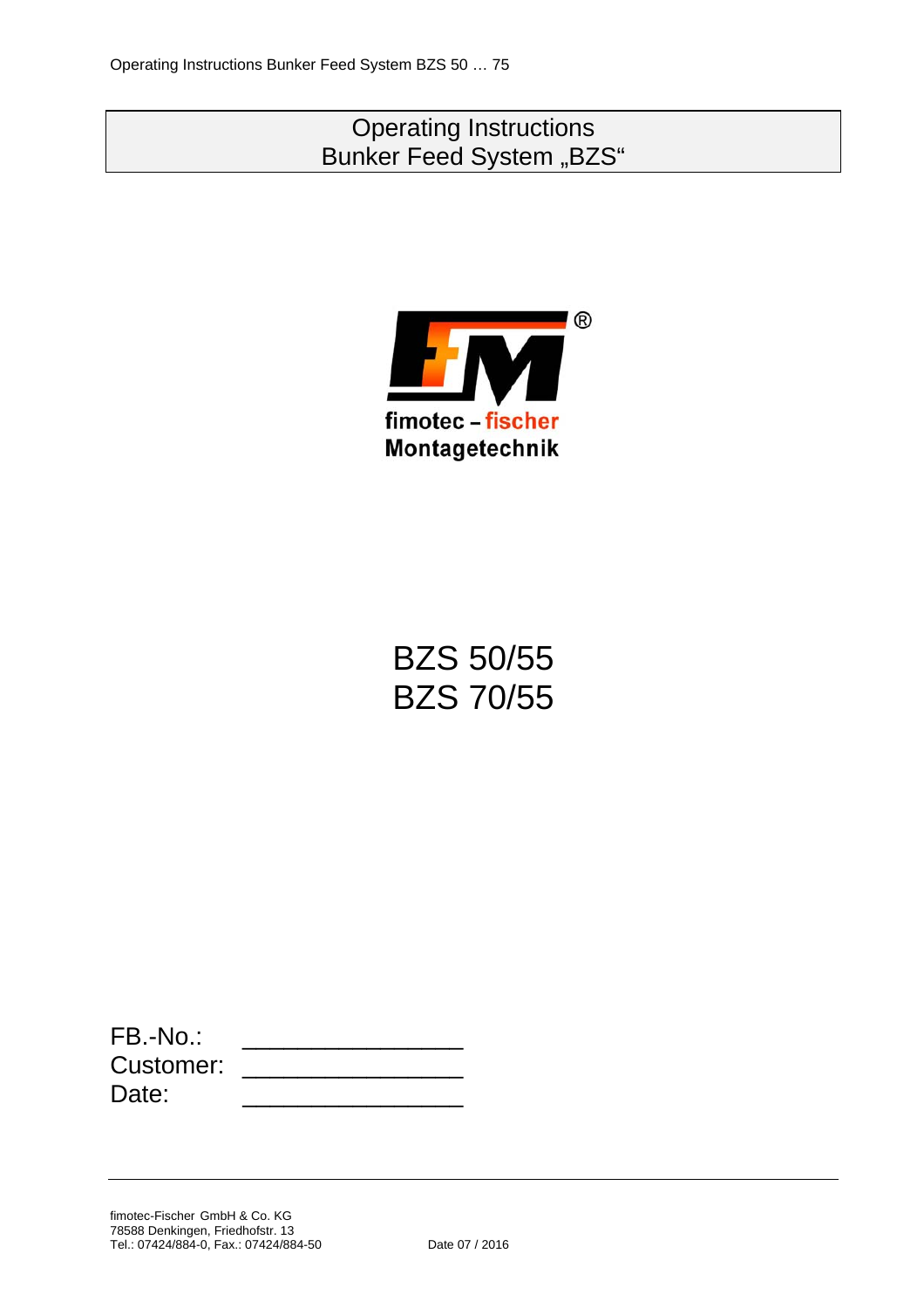# Operating Instructions
# Bunker Feed System „BZS“

fimotec – fischer
Montagetechnik

## BZS 50/55
## BZS 70/55

FB.-No.: _______________
Customer: _______________
Date: _______________

fimotec-Fischer GmbH & Co. KG
78588 Denkingen, Friedhofstr. 13
Tel.: 07424/884-0, Fax.: 07424/884-50

Date 07 / 2016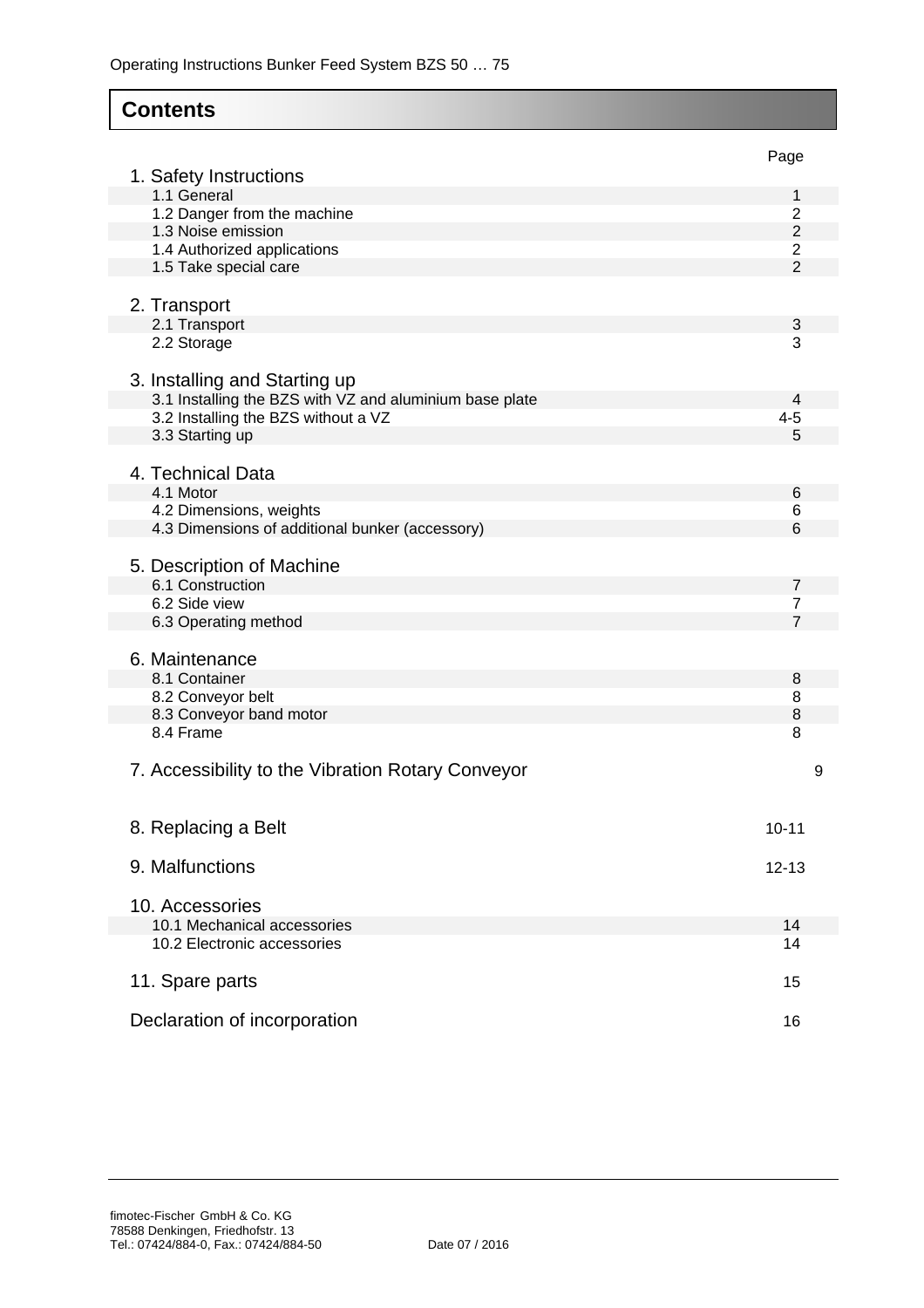## Contents

| | Page |
|---|---|
| **1. Safety Instructions** | |
| 1.1 General | 1 |
| 1.2 Danger from the machine | 2 |
| 1.3 Noise emission | 2 |
| 1.4 Authorized applications | 2 |
| 1.5 Take special care | 2 |
| **2. Transport** | |
| 2.1 Transport | 3 |
| 2.2 Storage | 3 |
| **3. Installing and Starting up** | |
| 3.1 Installing the BZS with VZ and aluminium base plate | 4 |
| 3.2 Installing the BZS without a VZ | 4-5 |
| 3.3 Starting up | 5 |
| **4. Technical Data** | |
| 4.1 Motor | 6 |
| 4.2 Dimensions, weights | 6 |
| 4.3 Dimensions of additional bunker (accessory) | 6 |
| **5. Description of Machine** | |
| 6.1 Construction | 7 |
| 6.2 Side view | 7 |
| 6.3 Operating method | 7 |
| **6. Maintenance** | |
| 8.1 Container | 8 |
| 8.2 Conveyor belt | 8 |
| 8.3 Conveyor band motor | 8 |
| 8.4 Frame | 8 |
| **7. Accessibility to the Vibration Rotary Conveyor** | 9 |
| **8. Replacing a Belt** | 10-11 |
| **9. Malfunctions** | 12-13 |
| **10. Accessories** | |
| 10.1 Mechanical accessories | 14 |
| 10.2 Electronic accessories | 14 |
| **11. Spare parts** | 15 |
| **Declaration of incorporation** | 16 |

fimotec-Fischer GmbH & Co. KG
78588 Denkingen, Friedhofstr. 13
Tel.: 07424/884-0, Fax.: 07424/884-50

Date 07 / 2016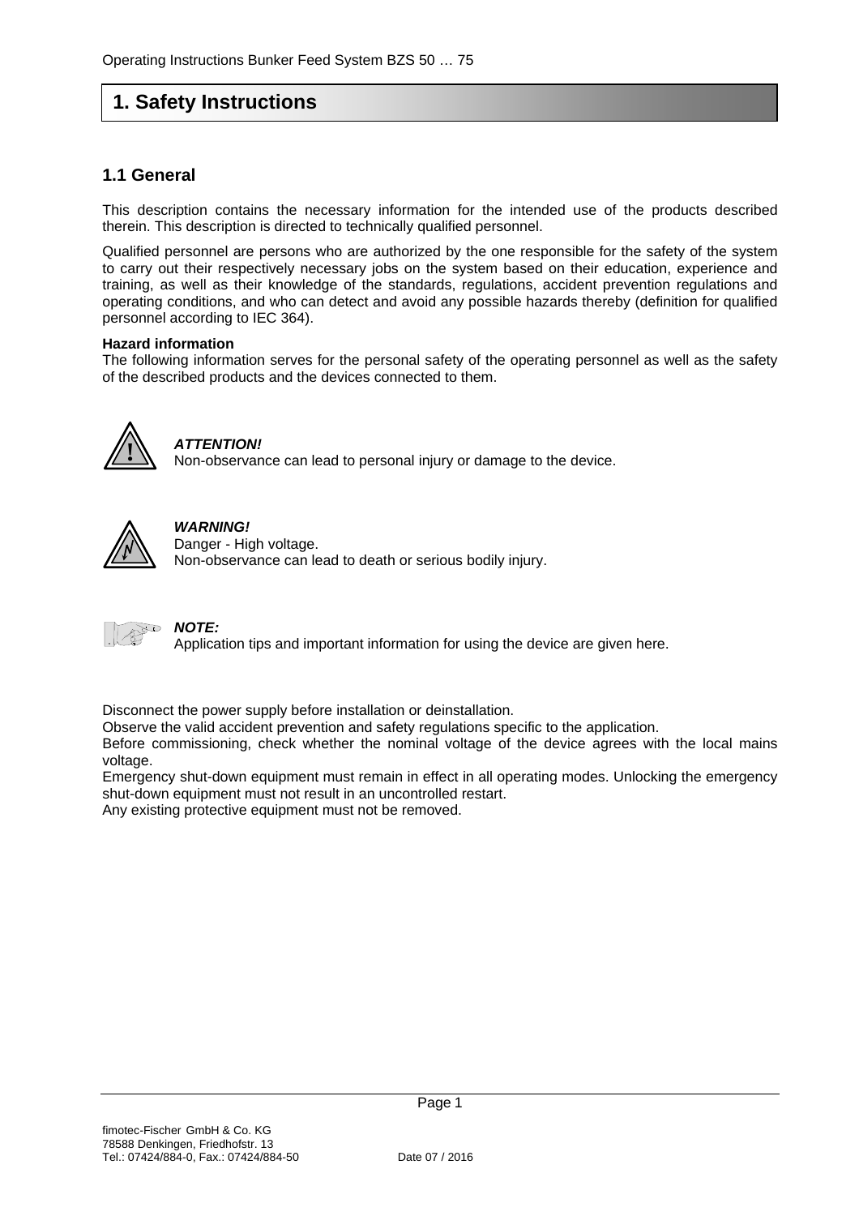# 1. Safety Instructions

## 1.1 General

This description contains the necessary information for the intended use of the products described therein. This description is directed to technically qualified personnel.

Qualified personnel are persons who are authorized by the one responsible for the safety of the system to carry out their respectively necessary jobs on the system based on their education, experience and training, as well as their knowledge of the standards, regulations, accident prevention regulations and operating conditions, and who can detect and avoid any possible hazards thereby (definition for qualified personnel according to IEC 364).

**Hazard information**
The following information serves for the personal safety of the operating personnel as well as the safety of the described products and the devices connected to them.

***ATTENTION!***
Non-observance can lead to personal injury or damage to the device.

***WARNING!***
Danger - High voltage.
Non-observance can lead to death or serious bodily injury.

***NOTE:***
Application tips and important information for using the device are given here.

Disconnect the power supply before installation or deinstallation.
Observe the valid accident prevention and safety regulations specific to the application.
Before commissioning, check whether the nominal voltage of the device agrees with the local mains voltage.
Emergency shut-down equipment must remain in effect in all operating modes. Unlocking the emergency shut-down equipment must not result in an uncontrolled restart.
Any existing protective equipment must not be removed.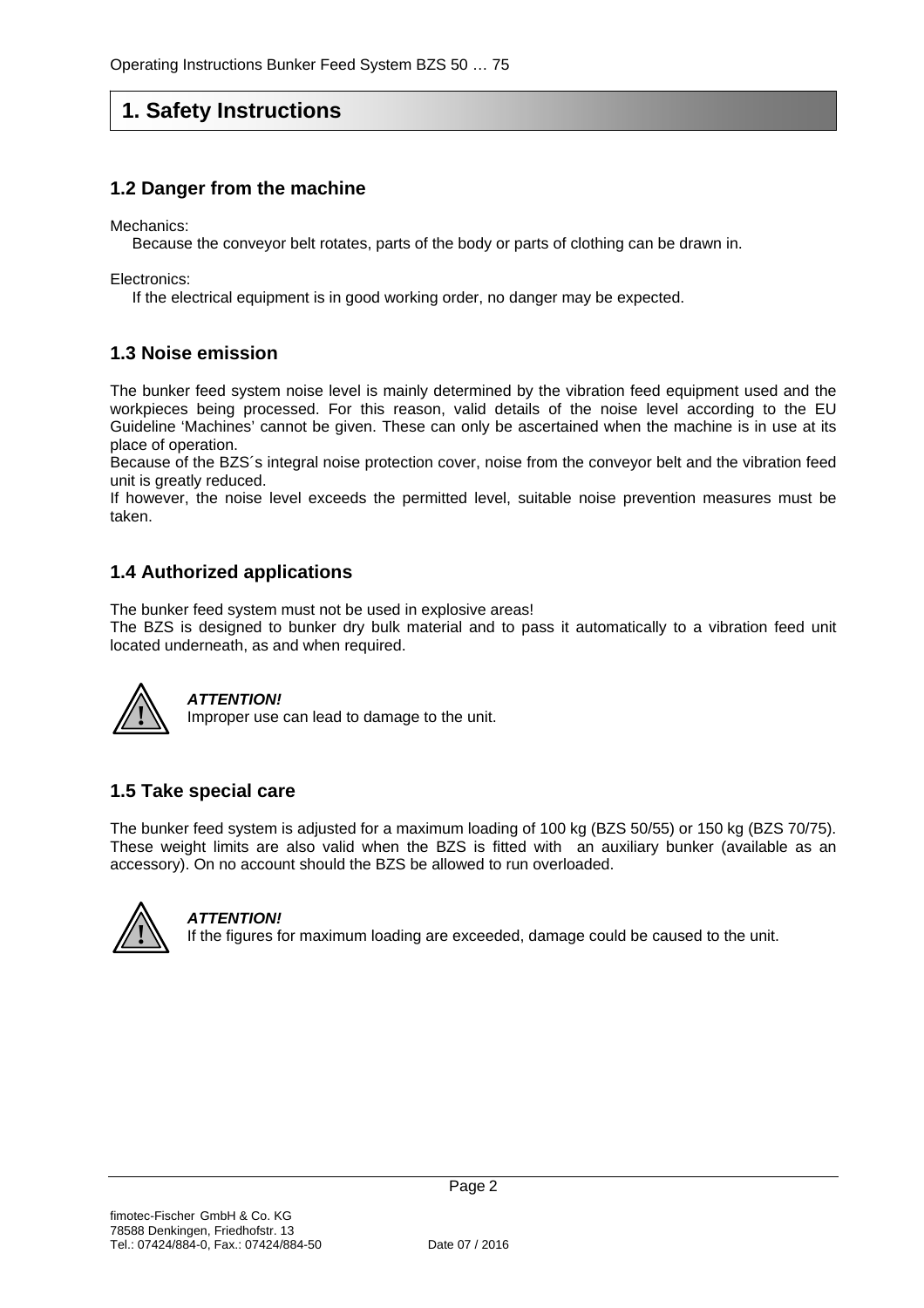# 1. Safety Instructions

## 1.2 Danger from the machine

Mechanics:

Because the conveyor belt rotates, parts of the body or parts of clothing can be drawn in.

Electronics:

If the electrical equipment is in good working order, no danger may be expected.

## 1.3 Noise emission

The bunker feed system noise level is mainly determined by the vibration feed equipment used and the workpieces being processed. For this reason, valid details of the noise level according to the EU Guideline 'Machines' cannot be given. These can only be ascertained when the machine is in use at its place of operation.
Because of the BZS´s integral noise protection cover, noise from the conveyor belt and the vibration feed unit is greatly reduced.
If however, the noise level exceeds the permitted level, suitable noise prevention measures must be taken.

## 1.4 Authorized applications

The bunker feed system must not be used in explosive areas!
The BZS is designed to bunker dry bulk material and to pass it automatically to a vibration feed unit located underneath, as and when required.

***ATTENTION!***
Improper use can lead to damage to the unit.

## 1.5 Take special care

The bunker feed system is adjusted for a maximum loading of 100 kg (BZS 50/55) or 150 kg (BZS 70/75). These weight limits are also valid when the BZS is fitted with an auxiliary bunker (available as an accessory). On no account should the BZS be allowed to run overloaded.

***ATTENTION!***
If the figures for maximum loading are exceeded, damage could be caused to the unit.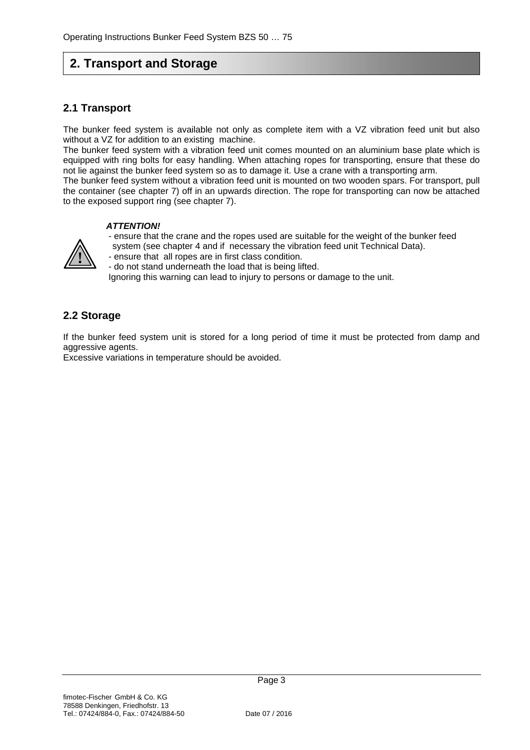## 2. Transport and Storage

### 2.1 Transport

The bunker feed system is available not only as complete item with a VZ vibration feed unit but also without a VZ for addition to an existing machine.
The bunker feed system with a vibration feed unit comes mounted on an aluminium base plate which is equipped with ring bolts for easy handling. When attaching ropes for transporting, ensure that these do not lie against the bunker feed system so as to damage it. Use a crane with a transporting arm.
The bunker feed system without a vibration feed unit is mounted on two wooden spars. For transport, pull the container (see chapter 7) off in an upwards direction. The rope for transporting can now be attached to the exposed support ring (see chapter 7).

***ATTENTION!***

- ensure that the crane and the ropes used are suitable for the weight of the bunker feed system (see chapter 4 and if necessary the vibration feed unit Technical Data).
- ensure that all ropes are in first class condition.
- do not stand underneath the load that is being lifted.

Ignoring this warning can lead to injury to persons or damage to the unit.

### 2.2 Storage

If the bunker feed system unit is stored for a long period of time it must be protected from damp and aggressive agents.
Excessive variations in temperature should be avoided.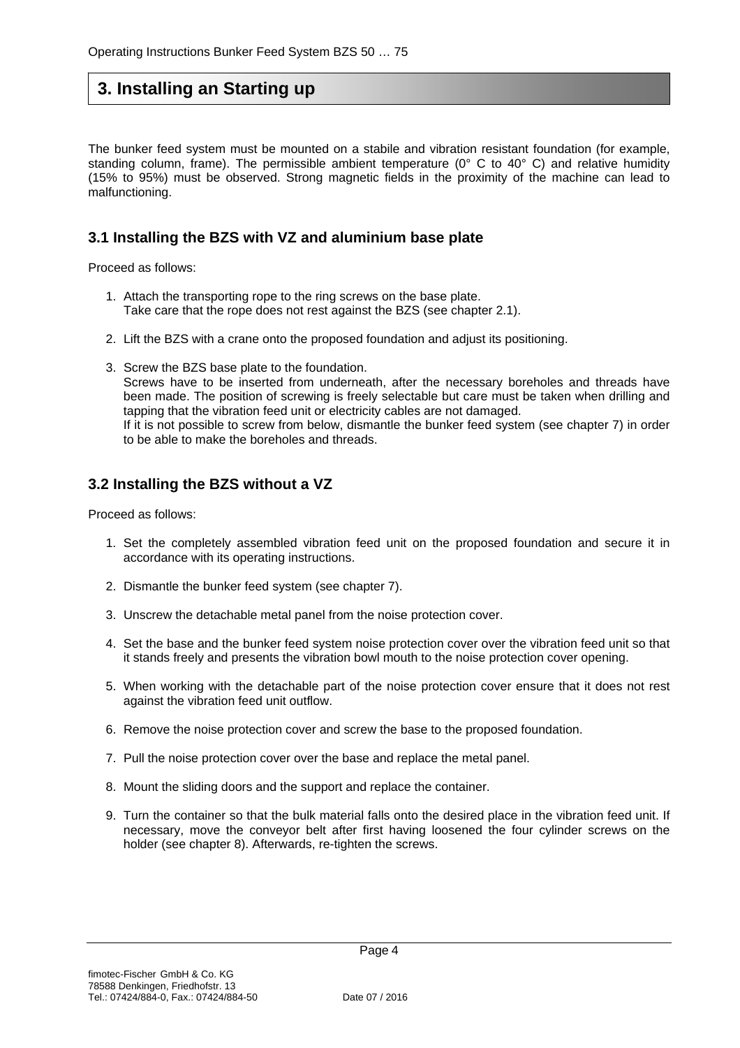# 3. Installing an Starting up

The bunker feed system must be mounted on a stabile and vibration resistant foundation (for example, standing column, frame). The permissible ambient temperature (0° C to 40° C) and relative humidity (15% to 95%) must be observed. Strong magnetic fields in the proximity of the machine can lead to malfunctioning.

## 3.1 Installing the BZS with VZ and aluminium base plate

Proceed as follows:

1. Attach the transporting rope to the ring screws on the base plate.
   Take care that the rope does not rest against the BZS (see chapter 2.1).

2. Lift the BZS with a crane onto the proposed foundation and adjust its positioning.

3. Screw the BZS base plate to the foundation.
   Screws have to be inserted from underneath, after the necessary boreholes and threads have been made. The position of screwing is freely selectable but care must be taken when drilling and tapping that the vibration feed unit or electricity cables are not damaged.
   If it is not possible to screw from below, dismantle the bunker feed system (see chapter 7) in order to be able to make the boreholes and threads.

## 3.2 Installing the BZS without a VZ

Proceed as follows:

1. Set the completely assembled vibration feed unit on the proposed foundation and secure it in accordance with its operating instructions.

2. Dismantle the bunker feed system (see chapter 7).

3. Unscrew the detachable metal panel from the noise protection cover.

4. Set the base and the bunker feed system noise protection cover over the vibration feed unit so that it stands freely and presents the vibration bowl mouth to the noise protection cover opening.

5. When working with the detachable part of the noise protection cover ensure that it does not rest against the vibration feed unit outflow.

6. Remove the noise protection cover and screw the base to the proposed foundation.

7. Pull the noise protection cover over the base and replace the metal panel.

8. Mount the sliding doors and the support and replace the container.

9. Turn the container so that the bulk material falls onto the desired place in the vibration feed unit. If necessary, move the conveyor belt after first having loosened the four cylinder screws on the holder (see chapter 8). Afterwards, re-tighten the screws.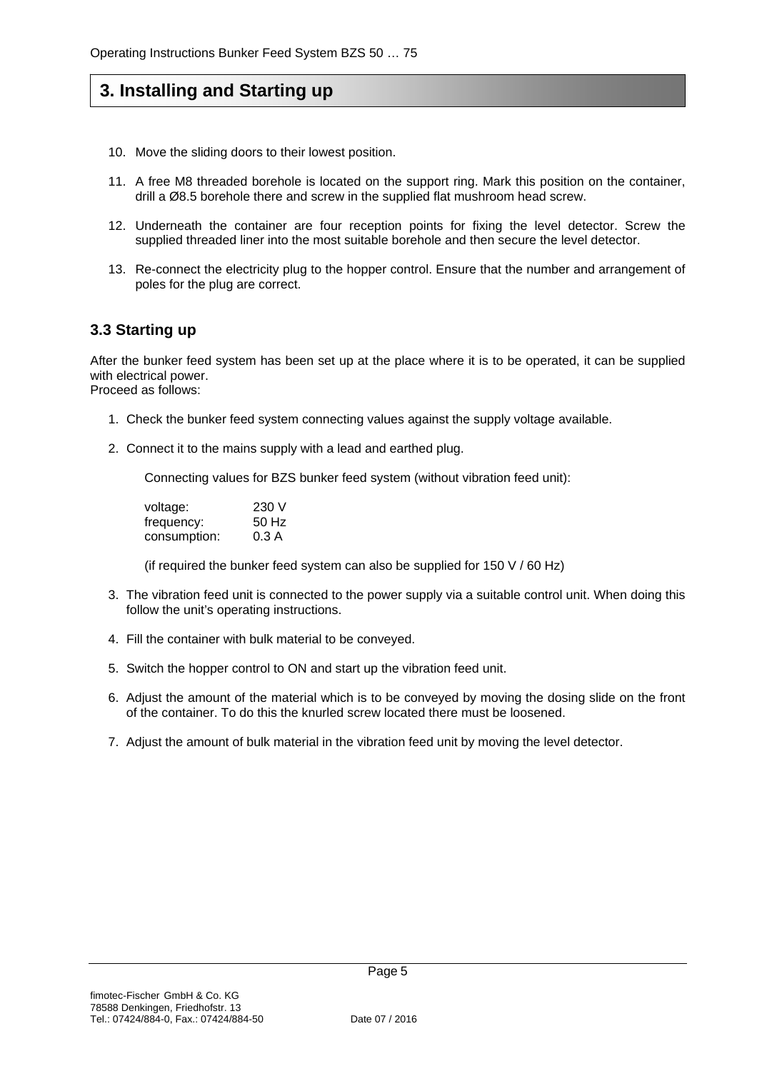# 3. Installing and Starting up

10. Move the sliding doors to their lowest position.

11. A free M8 threaded borehole is located on the support ring. Mark this position on the container, drill a Ø8.5 borehole there and screw in the supplied flat mushroom head screw.

12. Underneath the container are four reception points for fixing the level detector. Screw the supplied threaded liner into the most suitable borehole and then secure the level detector.

13. Re-connect the electricity plug to the hopper control. Ensure that the number and arrangement of poles for the plug are correct.

## 3.3 Starting up

After the bunker feed system has been set up at the place where it is to be operated, it can be supplied with electrical power.
Proceed as follows:

1. Check the bunker feed system connecting values against the supply voltage available.

2. Connect it to the mains supply with a lead and earthed plug.

   Connecting values for BZS bunker feed system (without vibration feed unit):

   | | |
   |---|---|
   | voltage: | 230 V |
   | frequency: | 50 Hz |
   | consumption: | 0.3 A |

   (if required the bunker feed system can also be supplied for 150 V / 60 Hz)

3. The vibration feed unit is connected to the power supply via a suitable control unit. When doing this follow the unit's operating instructions.

4. Fill the container with bulk material to be conveyed.

5. Switch the hopper control to ON and start up the vibration feed unit.

6. Adjust the amount of the material which is to be conveyed by moving the dosing slide on the front of the container. To do this the knurled screw located there must be loosened.

7. Adjust the amount of bulk material in the vibration feed unit by moving the level detector.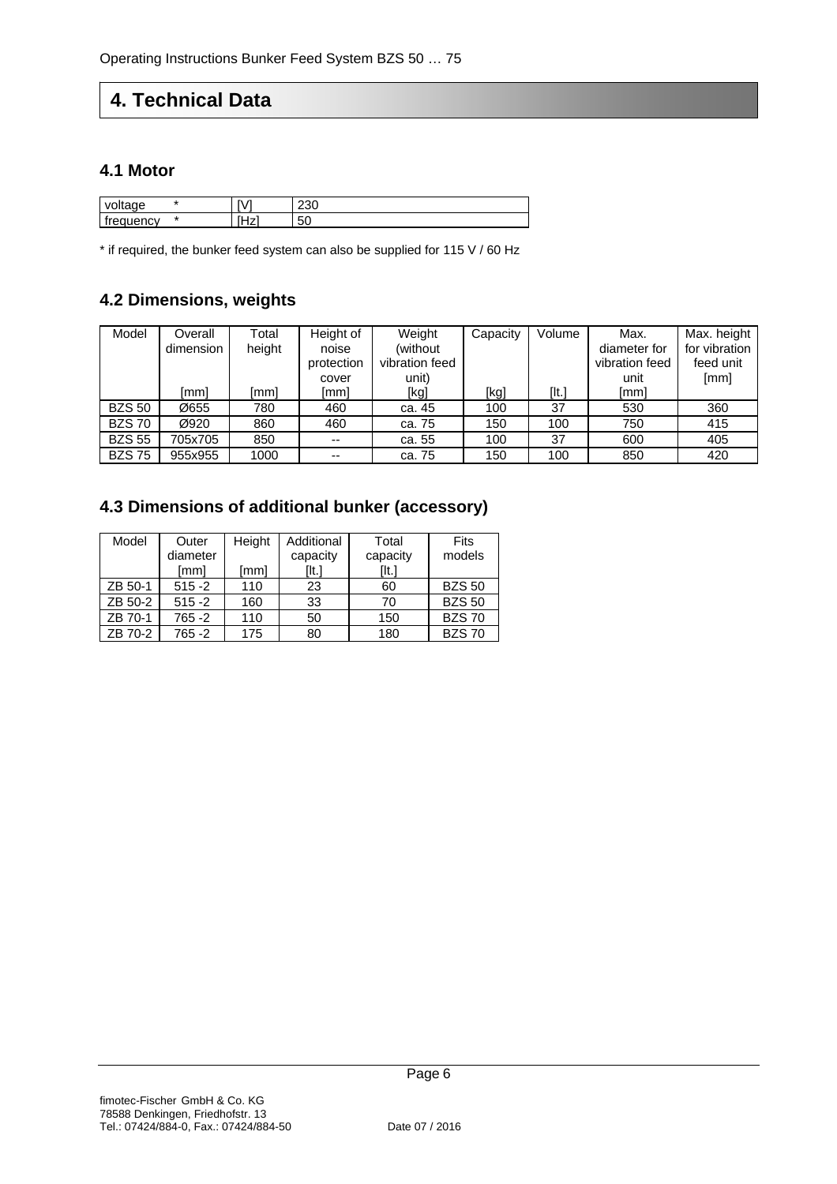# 4. Technical Data

## 4.1 Motor

| voltage * | [V] | 230 |
|---|---|---|
| frequency * | [Hz] | 50 |

* if required, the bunker feed system can also be supplied for 115 V / 60 Hz

## 4.2 Dimensions, weights

| Model | Overall dimension [mm] | Total height [mm] | Height of noise protection cover [mm] | Weight (without vibration feed unit) [kg] | Capacity [kg] | Volume [lt.] | Max. diameter for vibration feed unit [mm] | Max. height for vibration feed unit [mm] |
|---|---|---|---|---|---|---|---|---|
| BZS 50 | Ø655 | 780 | 460 | ca. 45 | 100 | 37 | 530 | 360 |
| BZS 70 | Ø920 | 860 | 460 | ca. 75 | 150 | 100 | 750 | 415 |
| BZS 55 | 705x705 | 850 | -- | ca. 55 | 100 | 37 | 600 | 405 |
| BZS 75 | 955x955 | 1000 | -- | ca. 75 | 150 | 100 | 850 | 420 |

## 4.3 Dimensions of additional bunker (accessory)

| Model | Outer diameter [mm] | Height [mm] | Additional capacity [lt.] | Total capacity [lt.] | Fits models |
|---|---|---|---|---|---|
| ZB 50-1 | 515 -2 | 110 | 23 | 60 | BZS 50 |
| ZB 50-2 | 515 -2 | 160 | 33 | 70 | BZS 50 |
| ZB 70-1 | 765 -2 | 110 | 50 | 150 | BZS 70 |
| ZB 70-2 | 765 -2 | 175 | 80 | 180 | BZS 70 |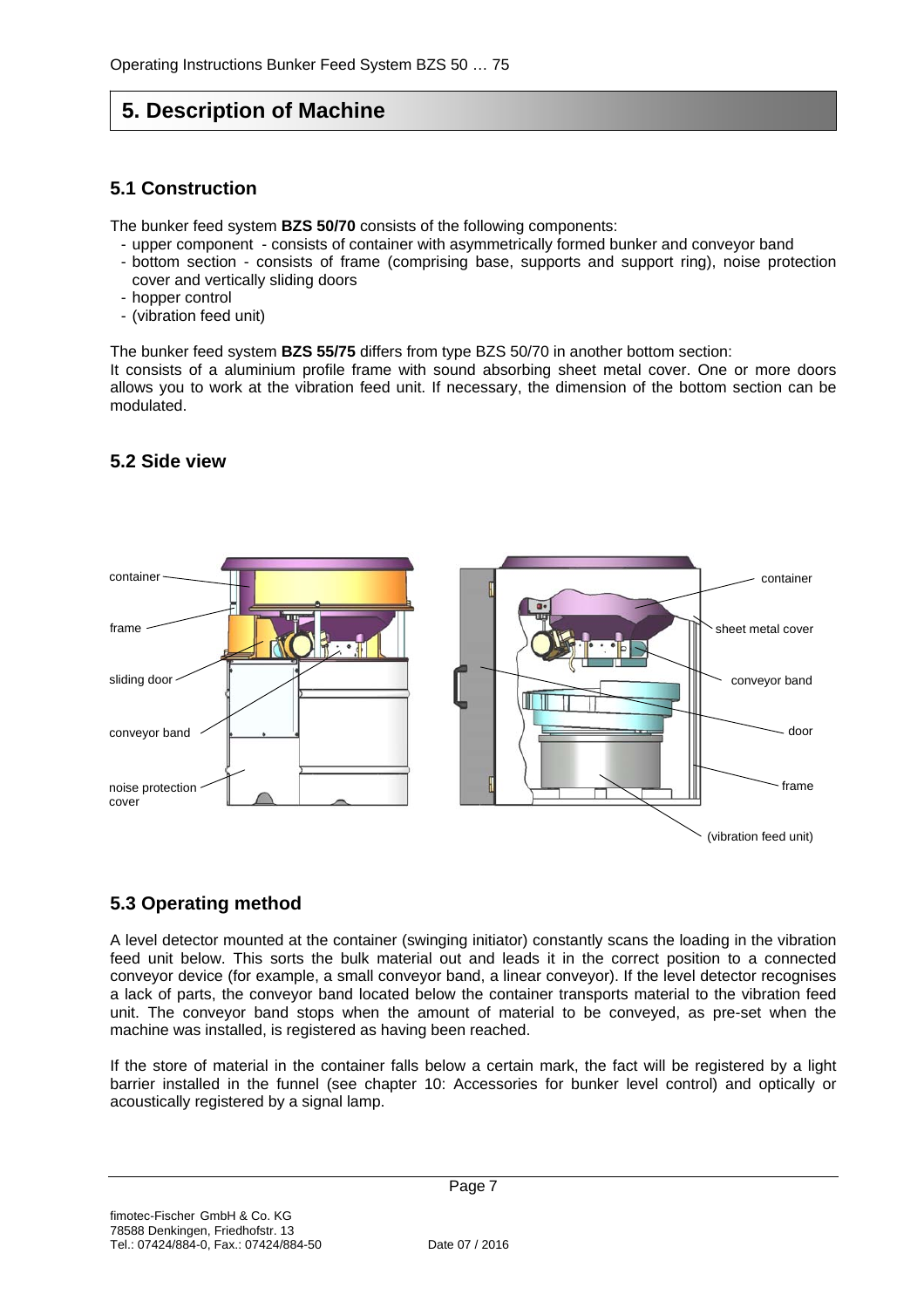# 5. Description of Machine

## 5.1 Construction

The bunker feed system **BZS 50/70** consists of the following components:

- upper component - consists of container with asymmetrically formed bunker and conveyor band
- bottom section - consists of frame (comprising base, supports and support ring), noise protection cover and vertically sliding doors
- hopper control
- (vibration feed unit)

The bunker feed system **BZS 55/75** differs from type BZS 50/70 in another bottom section:
It consists of a aluminium profile frame with sound absorbing sheet metal cover. One or more doors allows you to work at the vibration feed unit. If necessary, the dimension of the bottom section can be modulated.

## 5.2 Side view

container
frame
sliding door
conveyor band
noise protection cover

container
sheet metal cover
conveyor band
door
frame
(vibration feed unit)

## 5.3 Operating method

A level detector mounted at the container (swinging initiator) constantly scans the loading in the vibration feed unit below. This sorts the bulk material out and leads it in the correct position to a connected conveyor device (for example, a small conveyor band, a linear conveyor). If the level detector recognises a lack of parts, the conveyor band located below the container transports material to the vibration feed unit. The conveyor band stops when the amount of material to be conveyed, as pre-set when the machine was installed, is registered as having been reached.

If the store of material in the container falls below a certain mark, the fact will be registered by a light barrier installed in the funnel (see chapter 10: Accessories for bunker level control) and optically or acoustically registered by a signal lamp.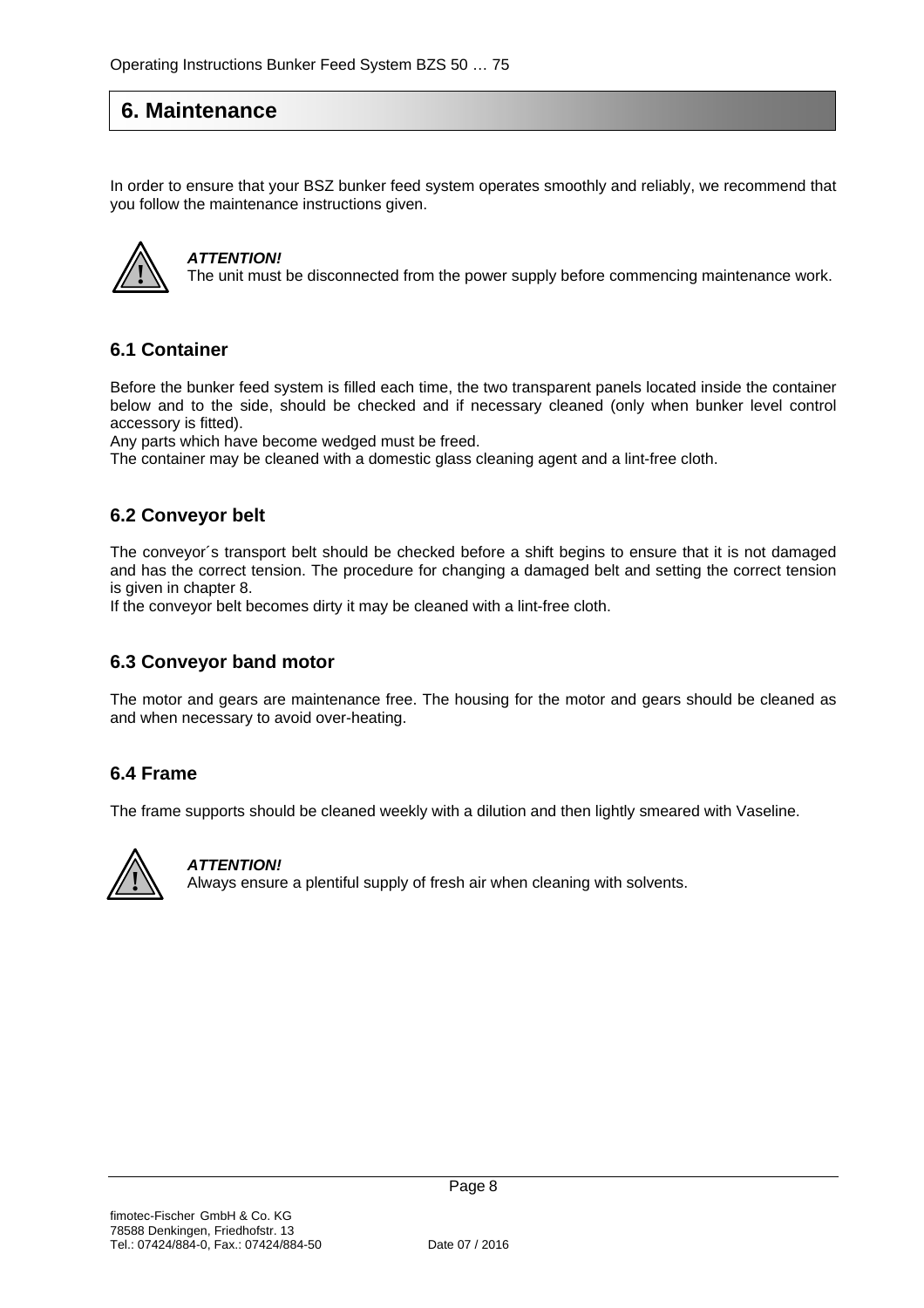# 6. Maintenance

In order to ensure that your BSZ bunker feed system operates smoothly and reliably, we recommend that you follow the maintenance instructions given.

***ATTENTION!***
The unit must be disconnected from the power supply before commencing maintenance work.

## 6.1 Container

Before the bunker feed system is filled each time, the two transparent panels located inside the container below and to the side, should be checked and if necessary cleaned (only when bunker level control accessory is fitted).
Any parts which have become wedged must be freed.
The container may be cleaned with a domestic glass cleaning agent and a lint-free cloth.

## 6.2 Conveyor belt

The conveyor´s transport belt should be checked before a shift begins to ensure that it is not damaged and has the correct tension. The procedure for changing a damaged belt and setting the correct tension is given in chapter 8.
If the conveyor belt becomes dirty it may be cleaned with a lint-free cloth.

## 6.3 Conveyor band motor

The motor and gears are maintenance free. The housing for the motor and gears should be cleaned as and when necessary to avoid over-heating.

## 6.4 Frame

The frame supports should be cleaned weekly with a dilution and then lightly smeared with Vaseline.

***ATTENTION!***
Always ensure a plentiful supply of fresh air when cleaning with solvents.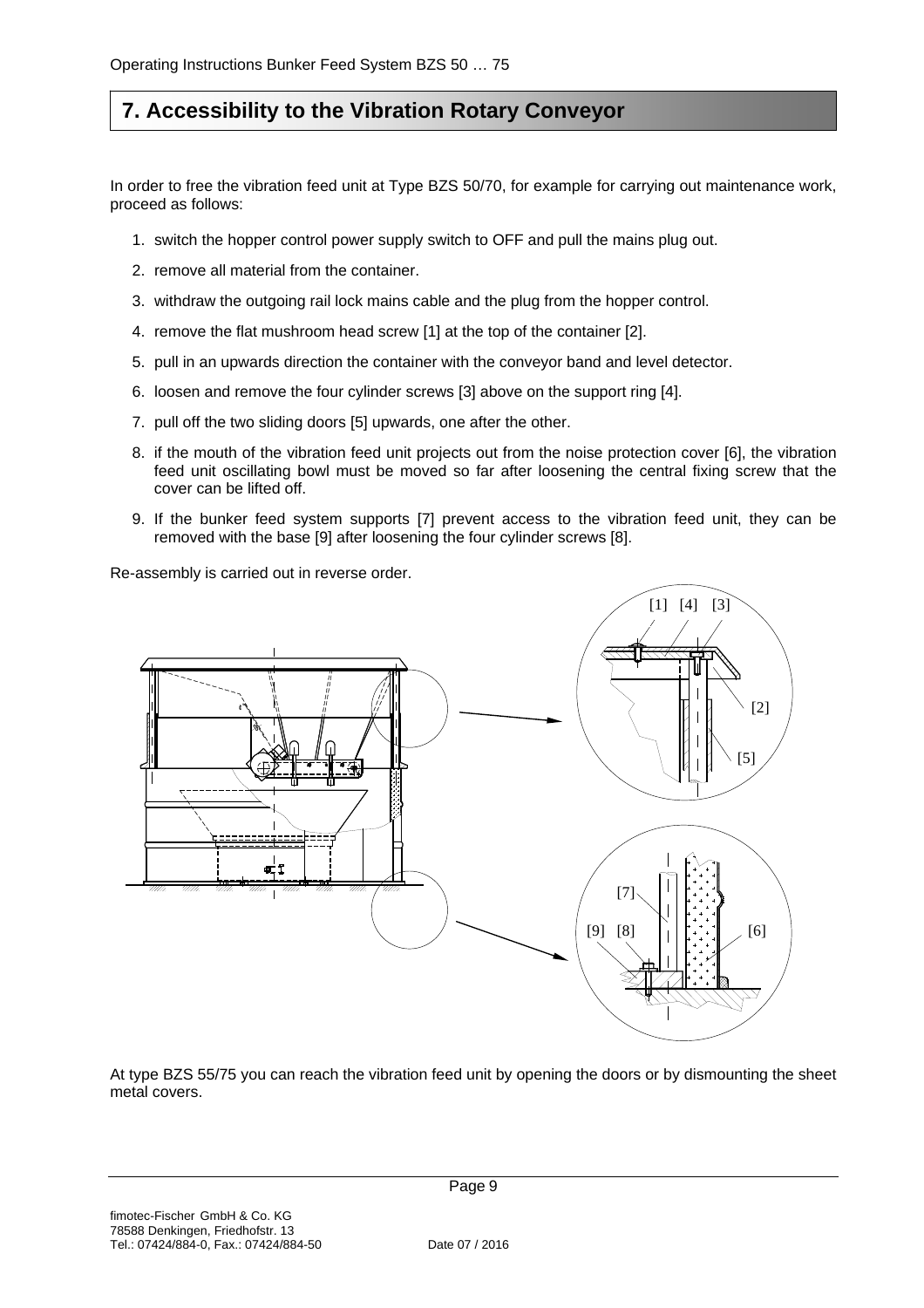# 7. Accessibility to the Vibration Rotary Conveyor

In order to free the vibration feed unit at Type BZS 50/70, for example for carrying out maintenance work, proceed as follows:

1. switch the hopper control power supply switch to OFF and pull the mains plug out.
2. remove all material from the container.
3. withdraw the outgoing rail lock mains cable and the plug from the hopper control.
4. remove the flat mushroom head screw [1] at the top of the container [2].
5. pull in an upwards direction the container with the conveyor band and level detector.
6. loosen and remove the four cylinder screws [3] above on the support ring [4].
7. pull off the two sliding doors [5] upwards, one after the other.
8. if the mouth of the vibration feed unit projects out from the noise protection cover [6], the vibration feed unit oscillating bowl must be moved so far after loosening the central fixing screw that the cover can be lifted off.
9. If the bunker feed system supports [7] prevent access to the vibration feed unit, they can be removed with the base [9] after loosening the four cylinder screws [8].

Re-assembly is carried out in reverse order.

At type BZS 55/75 you can reach the vibration feed unit by opening the doors or by dismounting the sheet metal covers.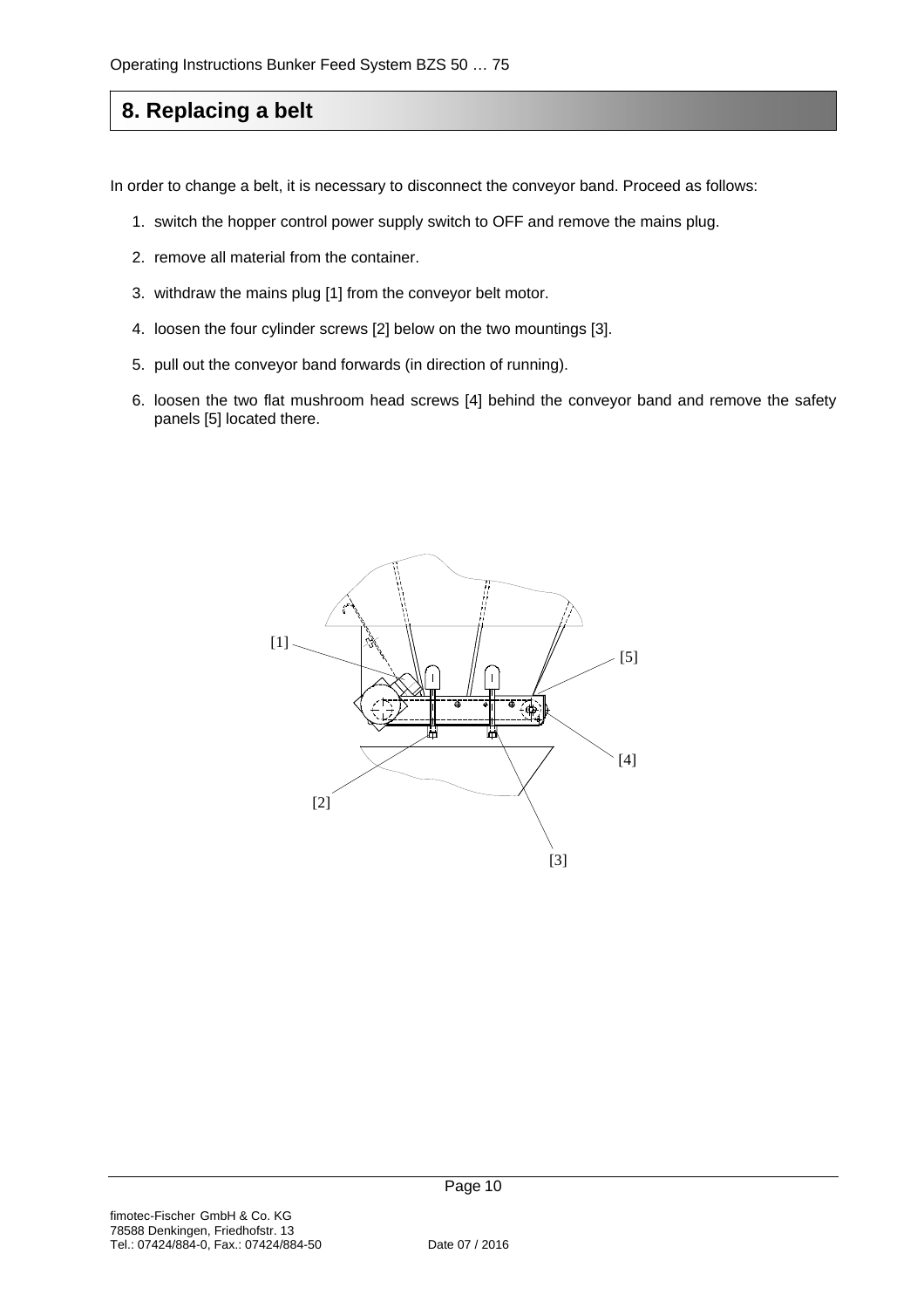## 8. Replacing a belt

In order to change a belt, it is necessary to disconnect the conveyor band. Proceed as follows:

1. switch the hopper control power supply switch to OFF and remove the mains plug.
2. remove all material from the container.
3. withdraw the mains plug [1] from the conveyor belt motor.
4. loosen the four cylinder screws [2] below on the two mountings [3].
5. pull out the conveyor band forwards (in direction of running).
6. loosen the two flat mushroom head screws [4] behind the conveyor band and remove the safety panels [5] located there.

[1] [5] [4] [2] [3]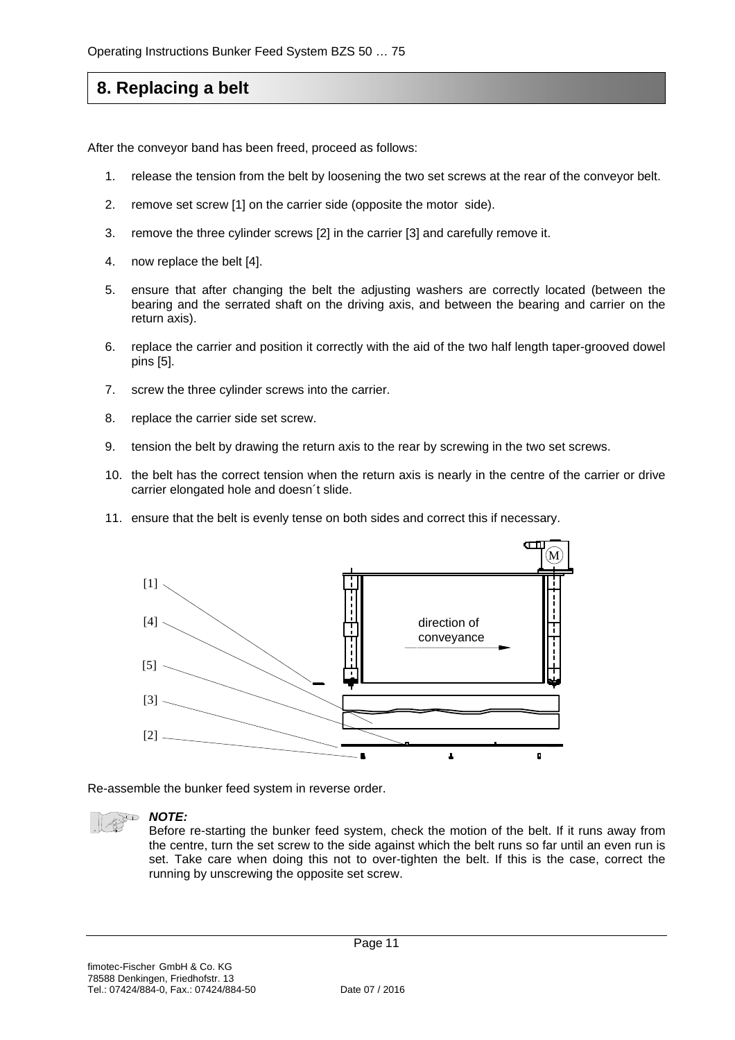# 8. Replacing a belt

After the conveyor band has been freed, proceed as follows:

1. release the tension from the belt by loosening the two set screws at the rear of the conveyor belt.
2. remove set screw [1] on the carrier side (opposite the motor side).
3. remove the three cylinder screws [2] in the carrier [3] and carefully remove it.
4. now replace the belt [4].
5. ensure that after changing the belt the adjusting washers are correctly located (between the bearing and the serrated shaft on the driving axis, and between the bearing and carrier on the return axis).
6. replace the carrier and position it correctly with the aid of the two half length taper-grooved dowel pins [5].
7. screw the three cylinder screws into the carrier.
8. replace the carrier side set screw.
9. tension the belt by drawing the return axis to the rear by screwing in the two set screws.
10. the belt has the correct tension when the return axis is nearly in the centre of the carrier or drive carrier elongated hole and doesn´t slide.
11. ensure that the belt is evenly tense on both sides and correct this if necessary.

[1]
[4]
[5]
[3]
[2]

direction of conveyance

M

Re-assemble the bunker feed system in reverse order.

***NOTE:***
Before re-starting the bunker feed system, check the motion of the belt. If it runs away from the centre, turn the set screw to the side against which the belt runs so far until an even run is set. Take care when doing this not to over-tighten the belt. If this is the case, correct the running by unscrewing the opposite set screw.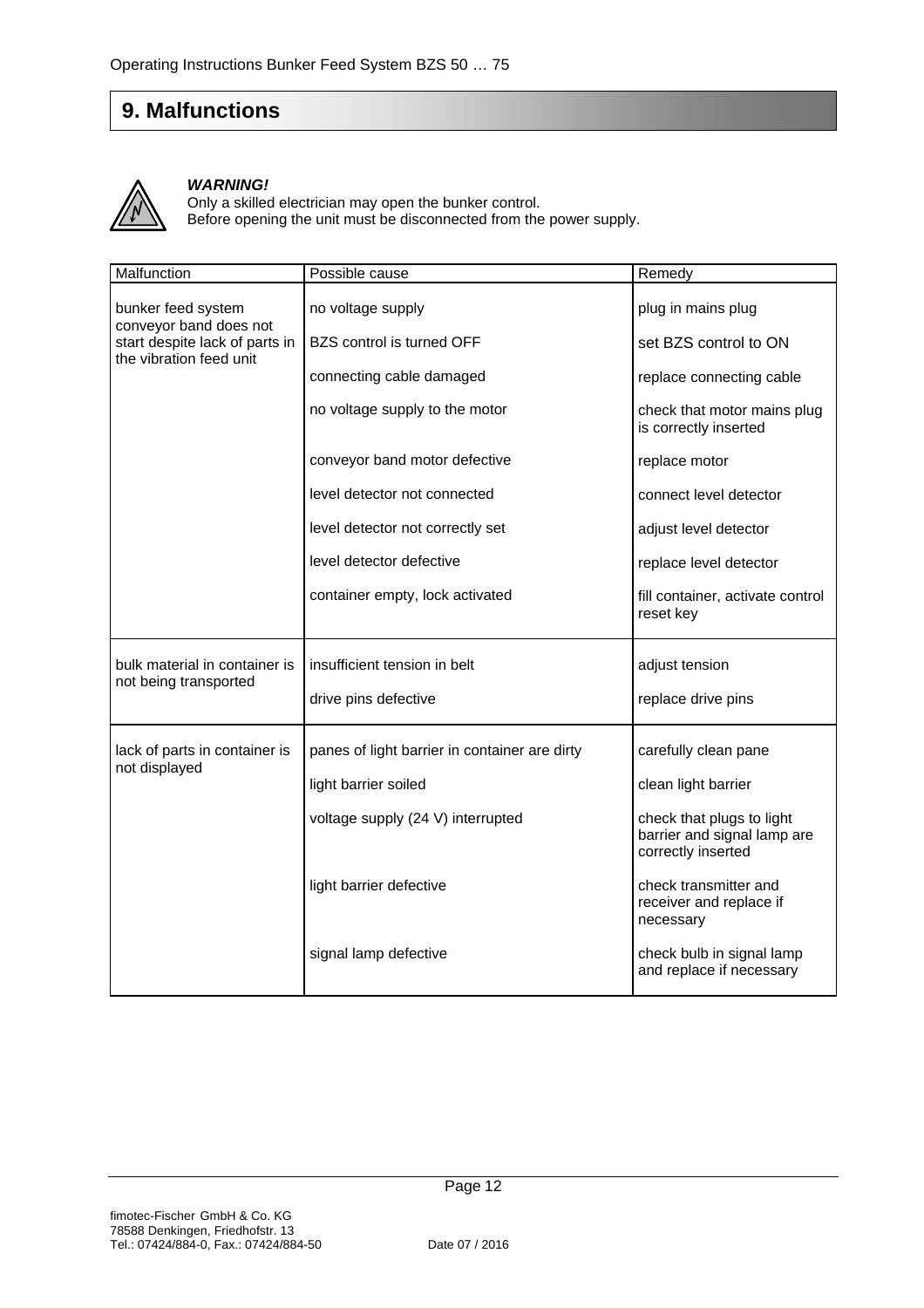# 9. Malfunctions

***WARNING!***
Only a skilled electrician may open the bunker control.
Before opening the unit must be disconnected from the power supply.

| Malfunction | Possible cause | Remedy |
|---|---|---|
| bunker feed system conveyor band does not start despite lack of parts in the vibration feed unit | no voltage supply | plug in mains plug |
| | BZS control is turned OFF | set BZS control to ON |
| | connecting cable damaged | replace connecting cable |
| | no voltage supply to the motor | check that motor mains plug is correctly inserted |
| | conveyor band motor defective | replace motor |
| | level detector not connected | connect level detector |
| | level detector not correctly set | adjust level detector |
| | level detector defective | replace level detector |
| | container empty, lock activated | fill container, activate control reset key |
| bulk material in container is not being transported | insufficient tension in belt | adjust tension |
| | drive pins defective | replace drive pins |
| lack of parts in container is not displayed | panes of light barrier in container are dirty | carefully clean pane |
| | light barrier soiled | clean light barrier |
| | voltage supply (24 V) interrupted | check that plugs to light barrier and signal lamp are correctly inserted |
| | light barrier defective | check transmitter and receiver and replace if necessary |
| | signal lamp defective | check bulb in signal lamp and replace if necessary |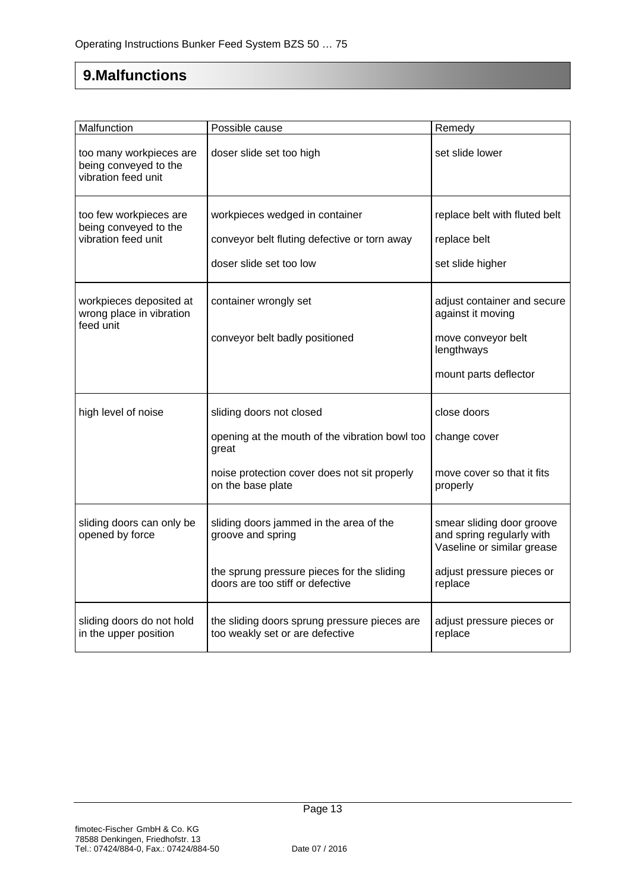# 9.Malfunctions

| Malfunction | Possible cause | Remedy |
|---|---|---|
| too many workpieces are being conveyed to the vibration feed unit | doser slide set too high | set slide lower |
| too few workpieces are being conveyed to the vibration feed unit | workpieces wedged in container | replace belt with fluted belt |
| | conveyor belt fluting defective or torn away | replace belt |
| | doser slide set too low | set slide higher |
| workpieces deposited at wrong place in vibration feed unit | container wrongly set | adjust container and secure against it moving |
| | conveyor belt badly positioned | move conveyor belt lengthways |
| | | mount parts deflector |
| high level of noise | sliding doors not closed | close doors |
| | opening at the mouth of the vibration bowl too great | change cover |
| | noise protection cover does not sit properly on the base plate | move cover so that it fits properly |
| sliding doors can only be opened by force | sliding doors jammed in the area of the groove and spring | smear sliding door groove and spring regularly with Vaseline or similar grease |
| | the sprung pressure pieces for the sliding doors are too stiff or defective | adjust pressure pieces or replace |
| sliding doors do not hold in the upper position | the sliding doors sprung pressure pieces are too weakly set or are defective | adjust pressure pieces or replace |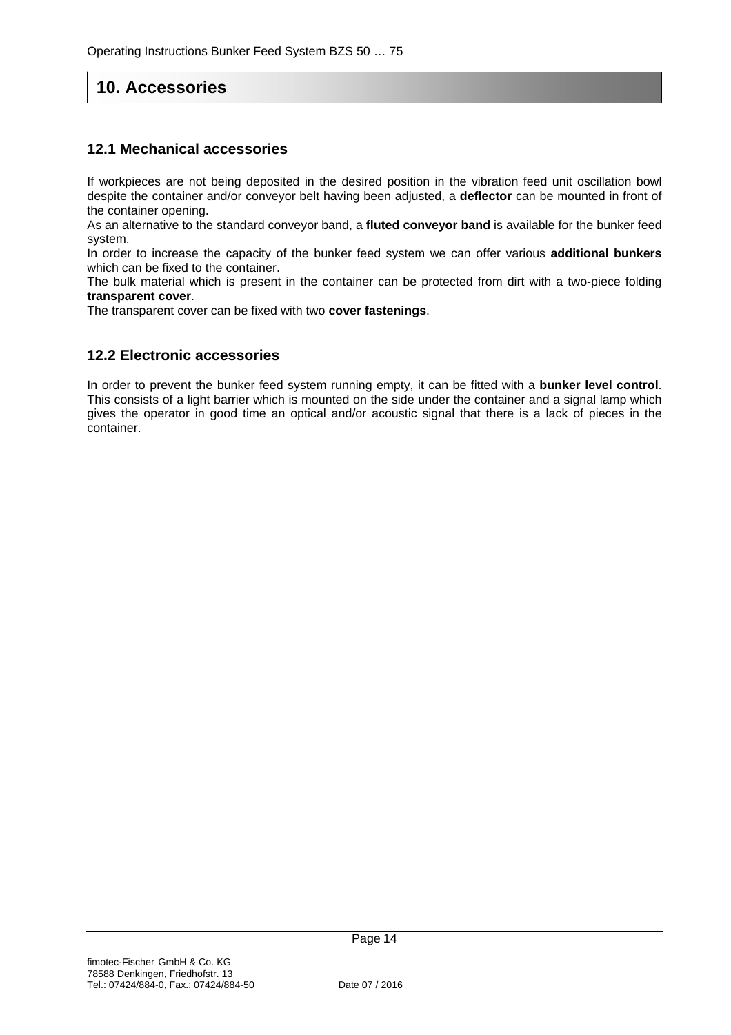# 10. Accessories

## 12.1 Mechanical accessories

If workpieces are not being deposited in the desired position in the vibration feed unit oscillation bowl despite the container and/or conveyor belt having been adjusted, a **deflector** can be mounted in front of the container opening.
As an alternative to the standard conveyor band, a **fluted conveyor band** is available for the bunker feed system.
In order to increase the capacity of the bunker feed system we can offer various **additional bunkers** which can be fixed to the container.
The bulk material which is present in the container can be protected from dirt with a two-piece folding **transparent cover**.
The transparent cover can be fixed with two **cover fastenings**.

## 12.2 Electronic accessories

In order to prevent the bunker feed system running empty, it can be fitted with a **bunker level control**. This consists of a light barrier which is mounted on the side under the container and a signal lamp which gives the operator in good time an optical and/or acoustic signal that there is a lack of pieces in the container.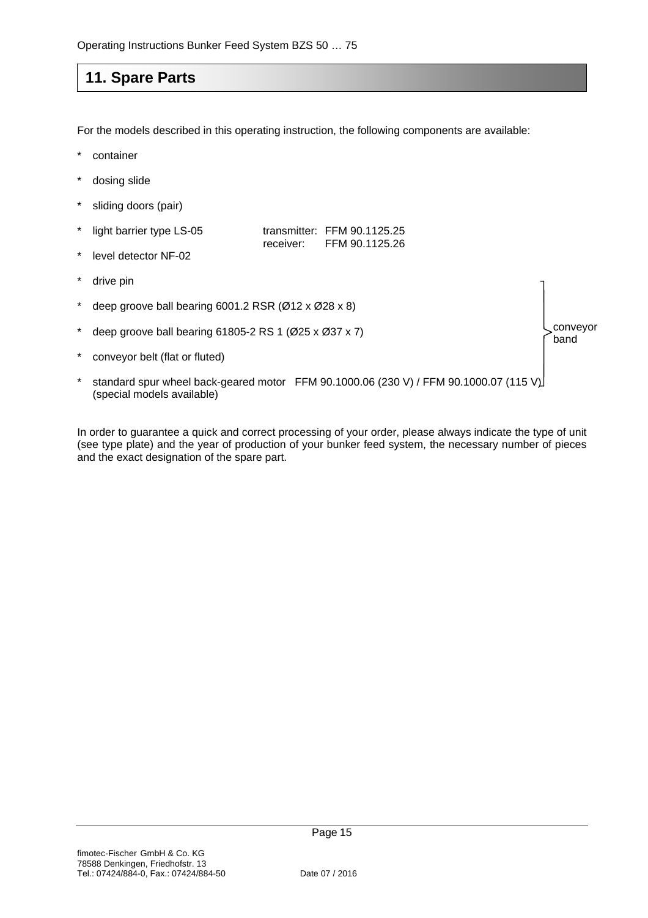## 11. Spare Parts

For the models described in this operating instruction, the following components are available:

* container
* dosing slide
* sliding doors (pair)
* light barrier type LS-05 transmitter: FFM 90.1125.25 receiver: FFM 90.1125.26
* level detector NF-02
* drive pin
* deep groove ball bearing 6001.2 RSR (Ø12 x Ø28 x 8)
* deep groove ball bearing 61805-2 RS 1 (Ø25 x Ø37 x 7)
* conveyor belt (flat or fluted)
* standard spur wheel back-geared motor FFM 90.1000.06 (230 V) / FFM 90.1000.07 (115 V) (special models available)

(drive pin through standard spur wheel back-geared motor: conveyor band)

In order to guarantee a quick and correct processing of your order, please always indicate the type of unit (see type plate) and the year of production of your bunker feed system, the necessary number of pieces and the exact designation of the spare part.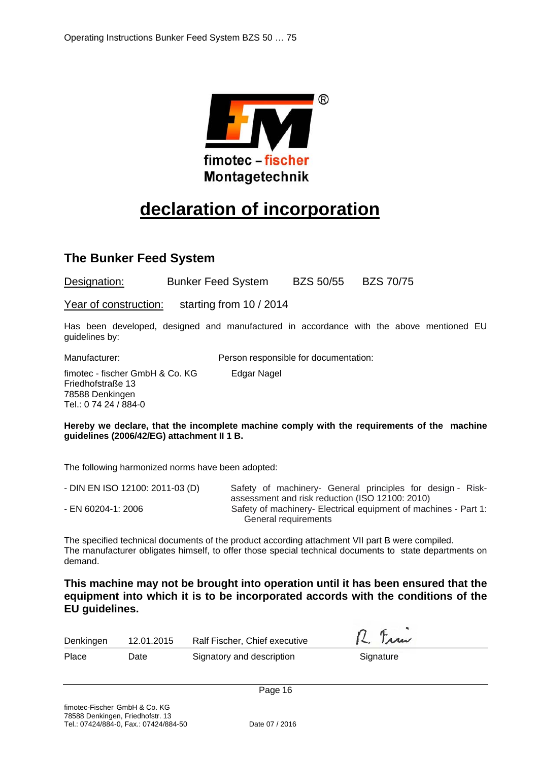fimotec – fischer
Montagetechnik

# declaration of incorporation

## The Bunker Feed System

Designation: Bunker Feed System BZS 50/55 BZS 70/75

Year of construction: starting from 10 / 2014

Has been developed, designed and manufactured in accordance with the above mentioned EU guidelines by:

| Manufacturer: | Person responsible for documentation: |
|---|---|
| fimotec - fischer GmbH & Co. KG<br>Friedhofstraße 13<br>78588 Denkingen<br>Tel.: 0 74 24 / 884-0 | Edgar Nagel |

**Hereby we declare, that the incomplete machine comply with the requirements of the machine guidelines (2006/42/EG) attachment II 1 B.**

The following harmonized norms have been adopted:

| | |
|---|---|
| - DIN EN ISO 12100: 2011-03 (D) | Safety of machinery- General principles for design - Risk-assessment and risk reduction (ISO 12100: 2010) |
| - EN 60204-1: 2006 | Safety of machinery- Electrical equipment of machines - Part 1: General requirements |

The specified technical documents of the product according attachment VII part B were compiled.
The manufacturer obligates himself, to offer those special technical documents to state departments on demand.

**This machine may not be brought into operation until it has been ensured that the equipment into which it is to be incorporated accords with the conditions of the EU guidelines.**

| Place | Date | Signatory and description | Signature |
|---|---|---|---|
| Denkingen | 12.01.2015 | Ralf Fischer, Chief executive | R. Fi... |